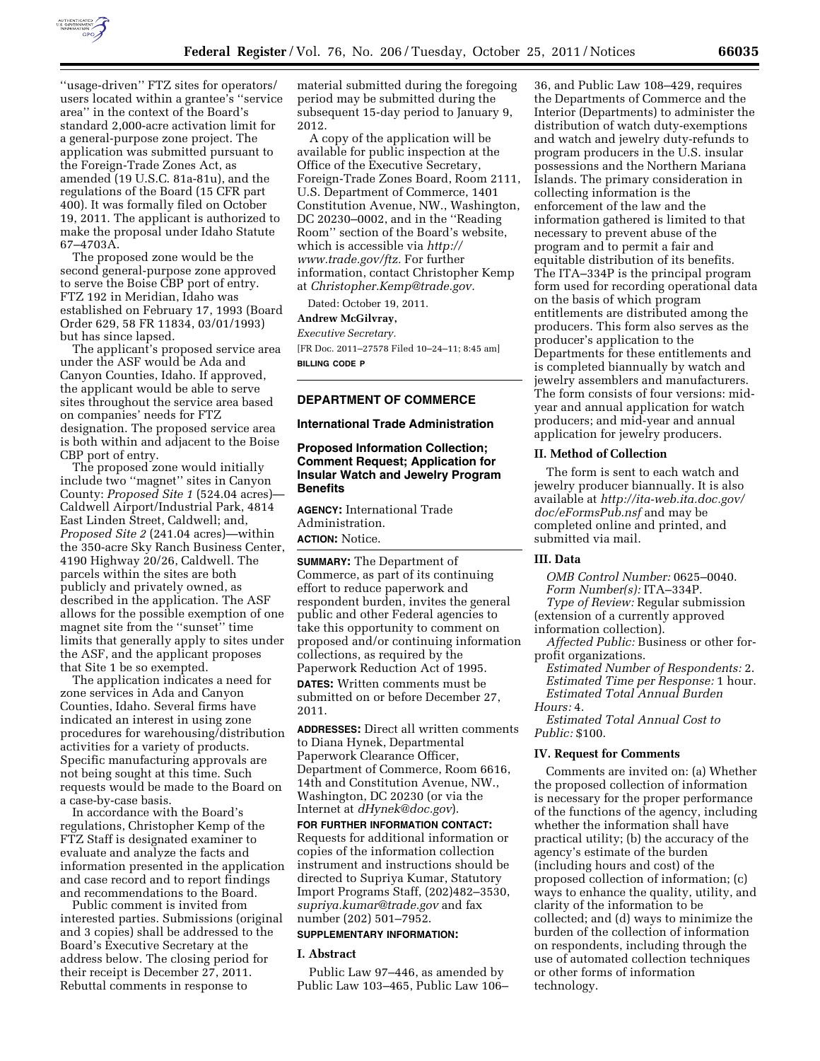''usage-driven'' FTZ sites for operators/users located within a grantee's ''service area'' in the context of the Board's standard 2,000-acre activation limit for a general-purpose zone project. The application was submitted pursuant to the Foreign-Trade Zones Act, as amended (19 U.S.C. 81a-81u), and the regulations of the Board (15 CFR part 400). It was formally filed on October 19, 2011. The applicant is authorized to make the proposal under Idaho Statute 67–4703A.

The proposed zone would be the second general-purpose zone approved to serve the Boise CBP port of entry. FTZ 192 in Meridian, Idaho was established on February 17, 1993 (Board Order 629, 58 FR 11834, 03/01/1993) but has since lapsed.

The applicant's proposed service area under the ASF would be Ada and Canyon Counties, Idaho. If approved, the applicant would be able to serve sites throughout the service area based on companies' needs for FTZ designation. The proposed service area is both within and adjacent to the Boise CBP port of entry.

The proposed zone would initially include two ''magnet'' sites in Canyon County: *Proposed Site 1* (524.04 acres)—Caldwell Airport/Industrial Park, 4814 East Linden Street, Caldwell; and, *Proposed Site 2* (241.04 acres)—within the 350-acre Sky Ranch Business Center, 4190 Highway 20/26, Caldwell. The parcels within the sites are both publicly and privately owned, as described in the application. The ASF allows for the possible exemption of one magnet site from the ''sunset'' time limits that generally apply to sites under the ASF, and the applicant proposes that Site 1 be so exempted.

The application indicates a need for zone services in Ada and Canyon Counties, Idaho. Several firms have indicated an interest in using zone procedures for warehousing/distribution activities for a variety of products. Specific manufacturing approvals are not being sought at this time. Such requests would be made to the Board on a case-by-case basis.

In accordance with the Board's regulations, Christopher Kemp of the FTZ Staff is designated examiner to evaluate and analyze the facts and information presented in the application and case record and to report findings and recommendations to the Board.

Public comment is invited from interested parties. Submissions (original and 3 copies) shall be addressed to the Board's Executive Secretary at the address below. The closing period for their receipt is December 27, 2011. Rebuttal comments in response to material submitted during the foregoing period may be submitted during the subsequent 15-day period to January 9, 2012.

A copy of the application will be available for public inspection at the Office of the Executive Secretary, Foreign-Trade Zones Board, Room 2111, U.S. Department of Commerce, 1401 Constitution Avenue, NW., Washington, DC 20230–0002, and in the ''Reading Room'' section of the Board's website, which is accessible via *http://www.trade.gov/ftz.* For further information, contact Christopher Kemp at *Christopher.Kemp@trade.gov.*

Dated: October 19, 2011.

**Andrew McGilvray,**

*Executive Secretary.*

[FR Doc. 2011–27578 Filed 10–24–11; 8:45 am]

**BILLING CODE P**

## DEPARTMENT OF COMMERCE

### International Trade Administration

### Proposed Information Collection; Comment Request; Application for Insular Watch and Jewelry Program Benefits

**AGENCY:** International Trade Administration.

**ACTION:** Notice.

**SUMMARY:** The Department of Commerce, as part of its continuing effort to reduce paperwork and respondent burden, invites the general public and other Federal agencies to take this opportunity to comment on proposed and/or continuing information collections, as required by the Paperwork Reduction Act of 1995.

**DATES:** Written comments must be submitted on or before December 27, 2011.

**ADDRESSES:** Direct all written comments to Diana Hynek, Departmental Paperwork Clearance Officer, Department of Commerce, Room 6616, 14th and Constitution Avenue, NW., Washington, DC 20230 (or via the Internet at *dHynek@doc.gov*).

**FOR FURTHER INFORMATION CONTACT:** Requests for additional information or copies of the information collection instrument and instructions should be directed to Supriya Kumar, Statutory Import Programs Staff, (202)482–3530, *supriya.kumar@trade.gov* and fax number (202) 501–7952.

**SUPPLEMENTARY INFORMATION:**

#### I. Abstract

Public Law 97–446, as amended by Public Law 103–465, Public Law 106–36, and Public Law 108–429, requires the Departments of Commerce and the Interior (Departments) to administer the distribution of watch duty-exemptions and watch and jewelry duty-refunds to program producers in the U.S. insular possessions and the Northern Mariana Islands. The primary consideration in collecting information is the enforcement of the law and the information gathered is limited to that necessary to prevent abuse of the program and to permit a fair and equitable distribution of its benefits. The ITA–334P is the principal program form used for recording operational data on the basis of which program entitlements are distributed among the producers. This form also serves as the producer's application to the Departments for these entitlements and is completed biannually by watch and jewelry assemblers and manufacturers. The form consists of four versions: mid-year and annual application for watch producers; and mid-year and annual application for jewelry producers.

#### II. Method of Collection

The form is sent to each watch and jewelry producer biannually. It is also available at *http://ita-web.ita.doc.gov/doc/eFormsPub.nsf* and may be completed online and printed, and submitted via mail.

#### III. Data

*OMB Control Number:* 0625–0040.

*Form Number(s):* ITA–334P.

*Type of Review:* Regular submission (extension of a currently approved information collection).

*Affected Public:* Business or other for-profit organizations.

*Estimated Number of Respondents:* 2.

*Estimated Time per Response:* 1 hour.

*Estimated Total Annual Burden Hours:* 4.

*Estimated Total Annual Cost to Public:* $100.

#### IV. Request for Comments

Comments are invited on: (a) Whether the proposed collection of information is necessary for the proper performance of the functions of the agency, including whether the information shall have practical utility; (b) the accuracy of the agency's estimate of the burden (including hours and cost) of the proposed collection of information; (c) ways to enhance the quality, utility, and clarity of the information to be collected; and (d) ways to minimize the burden of the collection of information on respondents, including through the use of automated collection techniques or other forms of information technology.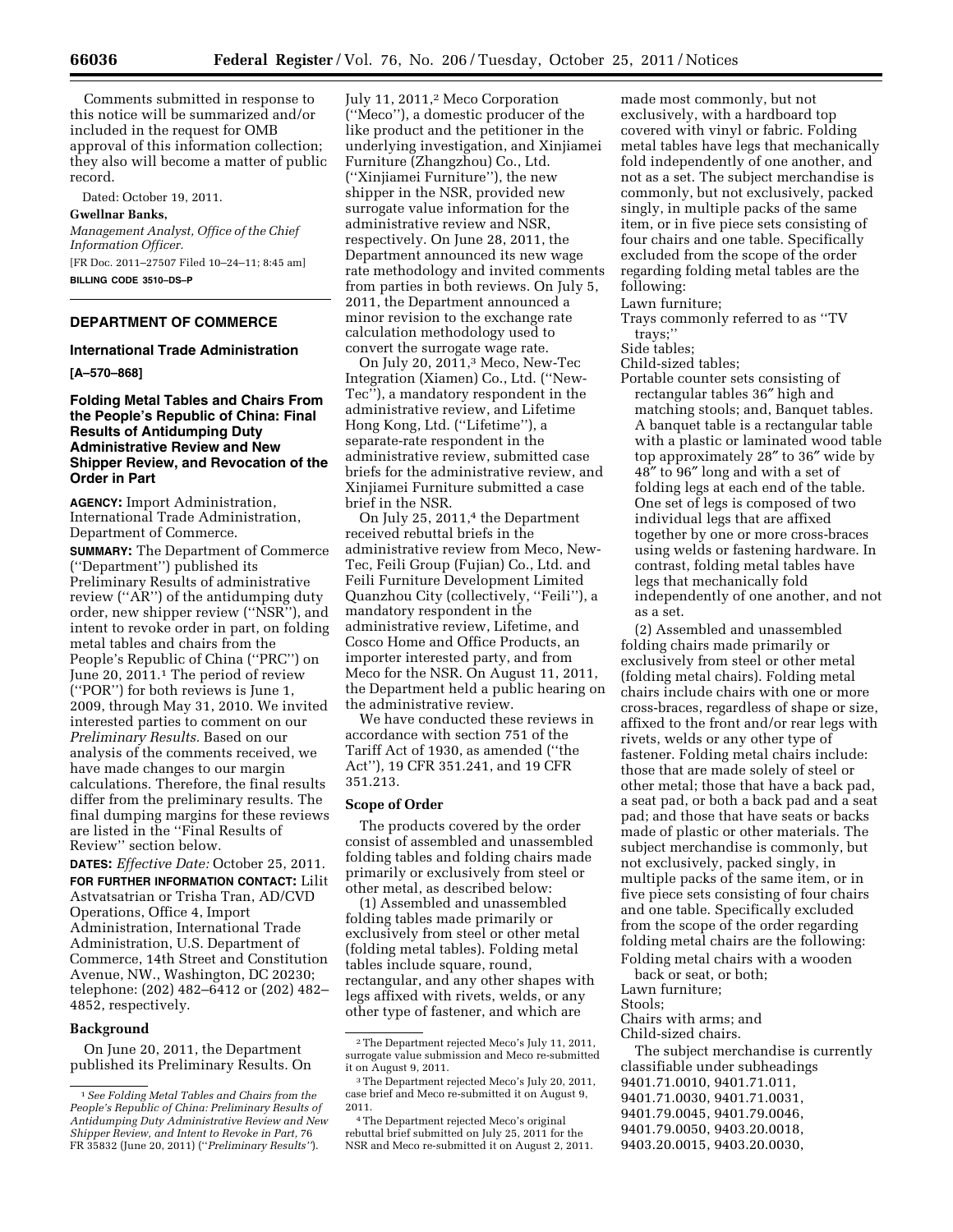Comments submitted in response to this notice will be summarized and/or included in the request for OMB approval of this information collection; they also will become a matter of public record.

Dated: October 19, 2011.

**Gwellnar Banks,**

*Management Analyst, Office of the Chief Information Officer.*

[FR Doc. 2011–27507 Filed 10–24–11; 8:45 am]

**BILLING CODE 3510–DS–P**

## DEPARTMENT OF COMMERCE

### International Trade Administration

**[A–570–868]**

### Folding Metal Tables and Chairs From the People's Republic of China: Final Results of Antidumping Duty Administrative Review and New Shipper Review, and Revocation of the Order in Part

**AGENCY:** Import Administration, International Trade Administration, Department of Commerce.

**SUMMARY:** The Department of Commerce (''Department'') published its Preliminary Results of administrative review (''AR'') of the antidumping duty order, new shipper review (''NSR''), and intent to revoke order in part, on folding metal tables and chairs from the People's Republic of China (''PRC'') on June 20, 2011.[1] The period of review (''POR'') for both reviews is June 1, 2009, through May 31, 2010. We invited interested parties to comment on our *Preliminary Results.* Based on our analysis of the comments received, we have made changes to our margin calculations. Therefore, the final results differ from the preliminary results. The final dumping margins for these reviews are listed in the ''Final Results of Review'' section below.

**DATES:** *Effective Date:* October 25, 2011.

**FOR FURTHER INFORMATION CONTACT:** Lilit Astvatsatrian or Trisha Tran, AD/CVD Operations, Office 4, Import Administration, International Trade Administration, U.S. Department of Commerce, 14th Street and Constitution Avenue, NW., Washington, DC 20230; telephone: (202) 482–6412 or (202) 482–4852, respectively.

**Background**

On June 20, 2011, the Department published its Preliminary Results. On July 11, 2011,[2] Meco Corporation (''Meco''), a domestic producer of the like product and the petitioner in the underlying investigation, and Xinjiamei Furniture (Zhangzhou) Co., Ltd. (''Xinjiamei Furniture''), the new shipper in the NSR, provided new surrogate value information for the administrative review and NSR, respectively. On June 28, 2011, the Department announced its new wage rate methodology and invited comments from parties in both reviews. On July 5, 2011, the Department announced a minor revision to the exchange rate calculation methodology used to convert the surrogate wage rate.

On July 20, 2011,[3] Meco, New-Tec Integration (Xiamen) Co., Ltd. (''New-Tec''), a mandatory respondent in the administrative review, and Lifetime Hong Kong, Ltd. (''Lifetime''), a separate-rate respondent in the administrative review, submitted case briefs for the administrative review, and Xinjiamei Furniture submitted a case brief in the NSR.

On July 25, 2011,[4] the Department received rebuttal briefs in the administrative review from Meco, New-Tec, Feili Group (Fujian) Co., Ltd. and Feili Furniture Development Limited Quanzhou City (collectively, ''Feili''), a mandatory respondent in the administrative review, Lifetime, and Cosco Home and Office Products, an importer interested party, and from Meco for the NSR. On August 11, 2011, the Department held a public hearing on the administrative review.

We have conducted these reviews in accordance with section 751 of the Tariff Act of 1930, as amended (''the Act''), 19 CFR 351.241, and 19 CFR 351.213.

**Scope of Order**

The products covered by the order consist of assembled and unassembled folding tables and folding chairs made primarily or exclusively from steel or other metal, as described below:

(1) Assembled and unassembled folding tables made primarily or exclusively from steel or other metal (folding metal tables). Folding metal tables include square, round, rectangular, and any other shapes with legs affixed with rivets, welds, or any other type of fastener, and which are made most commonly, but not exclusively, with a hardboard top covered with vinyl or fabric. Folding metal tables have legs that mechanically fold independently of one another, and not as a set. The subject merchandise is commonly, but not exclusively, packed singly, in multiple packs of the same item, or in five piece sets consisting of four chairs and one table. Specifically excluded from the scope of the order regarding folding metal tables are the following:

Lawn furniture;
Trays commonly referred to as ''TV trays;''
Side tables;
Child-sized tables;
Portable counter sets consisting of rectangular tables 36″ high and matching stools; and, Banquet tables. A banquet table is a rectangular table with a plastic or laminated wood table top approximately 28″ to 36″ wide by 48″ to 96″ long and with a set of folding legs at each end of the table. One set of legs is composed of two individual legs that are affixed together by one or more cross-braces using welds or fastening hardware. In contrast, folding metal tables have legs that mechanically fold independently of one another, and not as a set.

(2) Assembled and unassembled folding chairs made primarily or exclusively from steel or other metal (folding metal chairs). Folding metal chairs include chairs with one or more cross-braces, regardless of shape or size, affixed to the front and/or rear legs with rivets, welds or any other type of fastener. Folding metal chairs include: those that are made solely of steel or other metal; those that have a back pad, a seat pad, or both a back pad and a seat pad; and those that have seats or backs made of plastic or other materials. The subject merchandise is commonly, but not exclusively, packed singly, in multiple packs of the same item, or in five piece sets consisting of four chairs and one table. Specifically excluded from the scope of the order regarding folding metal chairs are the following:

Folding metal chairs with a wooden back or seat, or both;
Lawn furniture;
Stools;
Chairs with arms; and
Child-sized chairs.

The subject merchandise is currently classifiable under subheadings 9401.71.0010, 9401.71.011, 9401.71.0030, 9401.71.0031, 9401.79.0045, 9401.79.0046, 9401.79.0050, 9403.20.0018, 9403.20.0015, 9403.20.0030,

---

[1] *See Folding Metal Tables and Chairs from the People's Republic of China: Preliminary Results of Antidumping Duty Administrative Review and New Shipper Review, and Intent to Revoke in Part,* 76 FR 35832 (June 20, 2011) (''*Preliminary Results''*).

[2] The Department rejected Meco's July 11, 2011, surrogate value submission and Meco re-submitted it on August 9, 2011.

[3] The Department rejected Meco's July 20, 2011, case brief and Meco re-submitted it on August 9, 2011.

[4] The Department rejected Meco's original rebuttal brief submitted on July 25, 2011 for the NSR and Meco re-submitted it on August 2, 2011.